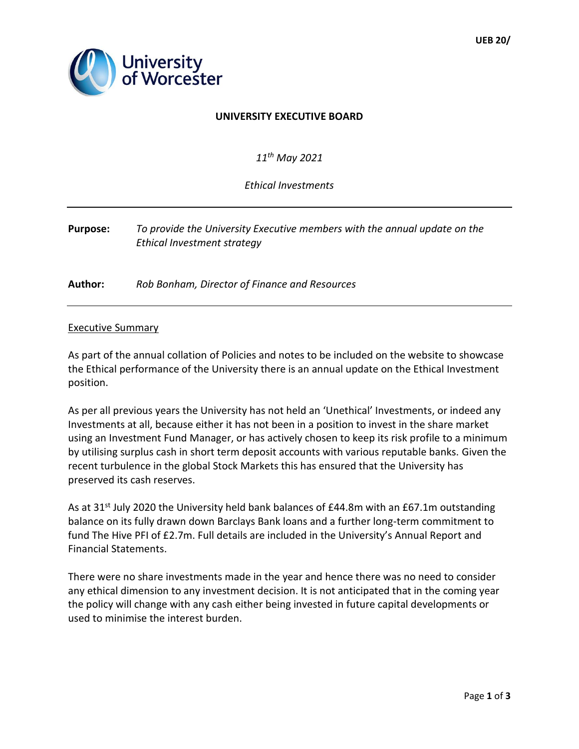UEB 20/

University of Worcester

**UNIVERSITY EXECUTIVE BOARD**

*11th May 2021*

*Ethical Investments*

---

**Purpose:** *To provide the University Executive members with the annual update on the Ethical Investment strategy*

**Author:** *Rob Bonham, Director of Finance and Resources*

---

## Executive Summary

As part of the annual collation of Policies and notes to be included on the website to showcase the Ethical performance of the University there is an annual update on the Ethical Investment position.

As per all previous years the University has not held an 'Unethical' Investments, or indeed any Investments at all, because either it has not been in a position to invest in the share market using an Investment Fund Manager, or has actively chosen to keep its risk profile to a minimum by utilising surplus cash in short term deposit accounts with various reputable banks. Given the recent turbulence in the global Stock Markets this has ensured that the University has preserved its cash reserves.

As at 31st July 2020 the University held bank balances of £44.8m with an £67.1m outstanding balance on its fully drawn down Barclays Bank loans and a further long-term commitment to fund The Hive PFI of £2.7m. Full details are included in the University's Annual Report and Financial Statements.

There were no share investments made in the year and hence there was no need to consider any ethical dimension to any investment decision. It is not anticipated that in the coming year the policy will change with any cash either being invested in future capital developments or used to minimise the interest burden.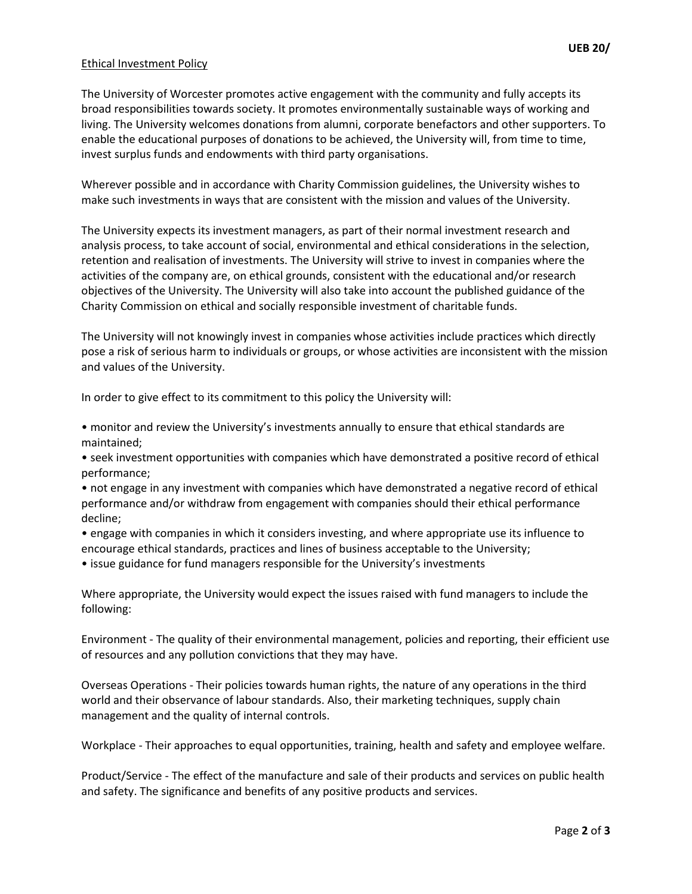## Ethical Investment Policy

The University of Worcester promotes active engagement with the community and fully accepts its broad responsibilities towards society. It promotes environmentally sustainable ways of working and living. The University welcomes donations from alumni, corporate benefactors and other supporters. To enable the educational purposes of donations to be achieved, the University will, from time to time, invest surplus funds and endowments with third party organisations.

Wherever possible and in accordance with Charity Commission guidelines, the University wishes to make such investments in ways that are consistent with the mission and values of the University.

The University expects its investment managers, as part of their normal investment research and analysis process, to take account of social, environmental and ethical considerations in the selection, retention and realisation of investments. The University will strive to invest in companies where the activities of the company are, on ethical grounds, consistent with the educational and/or research objectives of the University. The University will also take into account the published guidance of the Charity Commission on ethical and socially responsible investment of charitable funds.

The University will not knowingly invest in companies whose activities include practices which directly pose a risk of serious harm to individuals or groups, or whose activities are inconsistent with the mission and values of the University.

In order to give effect to its commitment to this policy the University will:

- monitor and review the University's investments annually to ensure that ethical standards are maintained;
- seek investment opportunities with companies which have demonstrated a positive record of ethical performance;
- not engage in any investment with companies which have demonstrated a negative record of ethical performance and/or withdraw from engagement with companies should their ethical performance decline;
- engage with companies in which it considers investing, and where appropriate use its influence to encourage ethical standards, practices and lines of business acceptable to the University;
- issue guidance for fund managers responsible for the University's investments

Where appropriate, the University would expect the issues raised with fund managers to include the following:

Environment - The quality of their environmental management, policies and reporting, their efficient use of resources and any pollution convictions that they may have.

Overseas Operations - Their policies towards human rights, the nature of any operations in the third world and their observance of labour standards. Also, their marketing techniques, supply chain management and the quality of internal controls.

Workplace - Their approaches to equal opportunities, training, health and safety and employee welfare.

Product/Service - The effect of the manufacture and sale of their products and services on public health and safety. The significance and benefits of any positive products and services.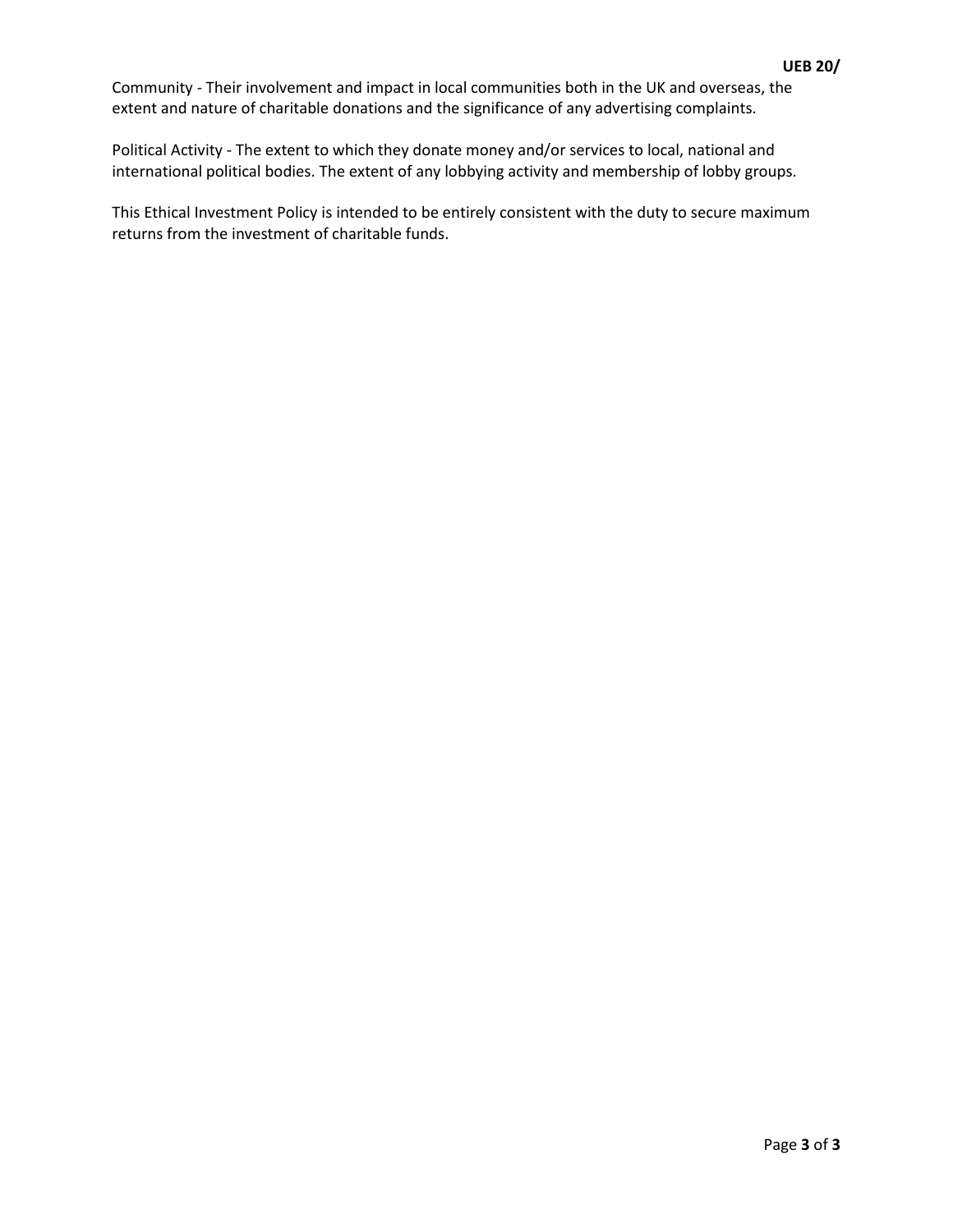Community - Their involvement and impact in local communities both in the UK and overseas, the extent and nature of charitable donations and the significance of any advertising complaints.

Political Activity - The extent to which they donate money and/or services to local, national and international political bodies. The extent of any lobbying activity and membership of lobby groups.

This Ethical Investment Policy is intended to be entirely consistent with the duty to secure maximum returns from the investment of charitable funds.